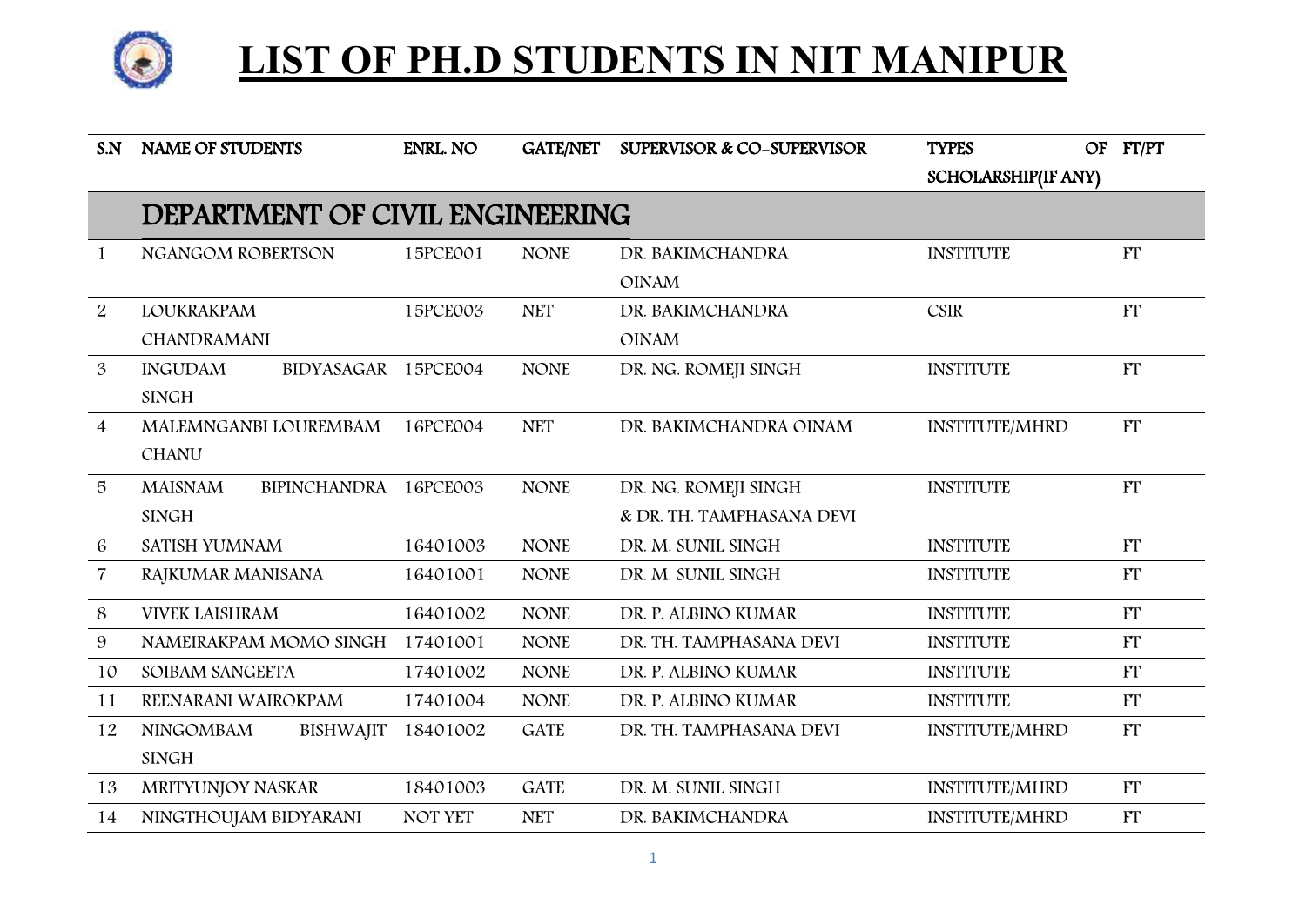# LIST OF PH.D STUDENTS IN NIT MANIPUR

| S.N | NAME OF STUDENTS | ENRL. NO | GATE/NET | SUPERVISOR & CO-SUPERVISOR | TYPES OF SCHOLARSHIP(IF ANY) | FT/PT |
|---|---|---|---|---|---|---|
| | **DEPARTMENT OF CIVIL ENGINEERING** | | | | | |
| 1 | NGANGOM ROBERTSON | 15PCE001 | NONE | DR. BAKIMCHANDRA OINAM | INSTITUTE | FT |
| 2 | LOUKRAKPAM CHANDRAMANI | 15PCE003 | NET | DR. BAKIMCHANDRA OINAM | CSIR | FT |
| 3 | INGUDAM BIDYASAGAR SINGH | 15PCE004 | NONE | DR. NG. ROMEJI SINGH | INSTITUTE | FT |
| 4 | MALEMNGANBI LOUREMBAM CHANU | 16PCE004 | NET | DR. BAKIMCHANDRA OINAM | INSTITUTE/MHRD | FT |
| 5 | MAISNAM BIPINCHANDRA SINGH | 16PCE003 | NONE | DR. NG. ROMEJI SINGH & DR. TH. TAMPHASANA DEVI | INSTITUTE | FT |
| 6 | SATISH YUMNAM | 16401003 | NONE | DR. M. SUNIL SINGH | INSTITUTE | FT |
| 7 | RAJKUMAR MANISANA | 16401001 | NONE | DR. M. SUNIL SINGH | INSTITUTE | FT |
| 8 | VIVEK LAISHRAM | 16401002 | NONE | DR. P. ALBINO KUMAR | INSTITUTE | FT |
| 9 | NAMEIRAKPAM MOMO SINGH | 17401001 | NONE | DR. TH. TAMPHASANA DEVI | INSTITUTE | FT |
| 10 | SOIBAM SANGEETA | 17401002 | NONE | DR. P. ALBINO KUMAR | INSTITUTE | FT |
| 11 | REENARANI WAIROKPAM | 17401004 | NONE | DR. P. ALBINO KUMAR | INSTITUTE | FT |
| 12 | NINGOMBAM BISHWAJIT SINGH | 18401002 | GATE | DR. TH. TAMPHASANA DEVI | INSTITUTE/MHRD | FT |
| 13 | MRITYUNJOY NASKAR | 18401003 | GATE | DR. M. SUNIL SINGH | INSTITUTE/MHRD | FT |
| 14 | NINGTHOUJAM BIDYARANI | NOT YET | NET | DR. BAKIMCHANDRA | INSTITUTE/MHRD | FT |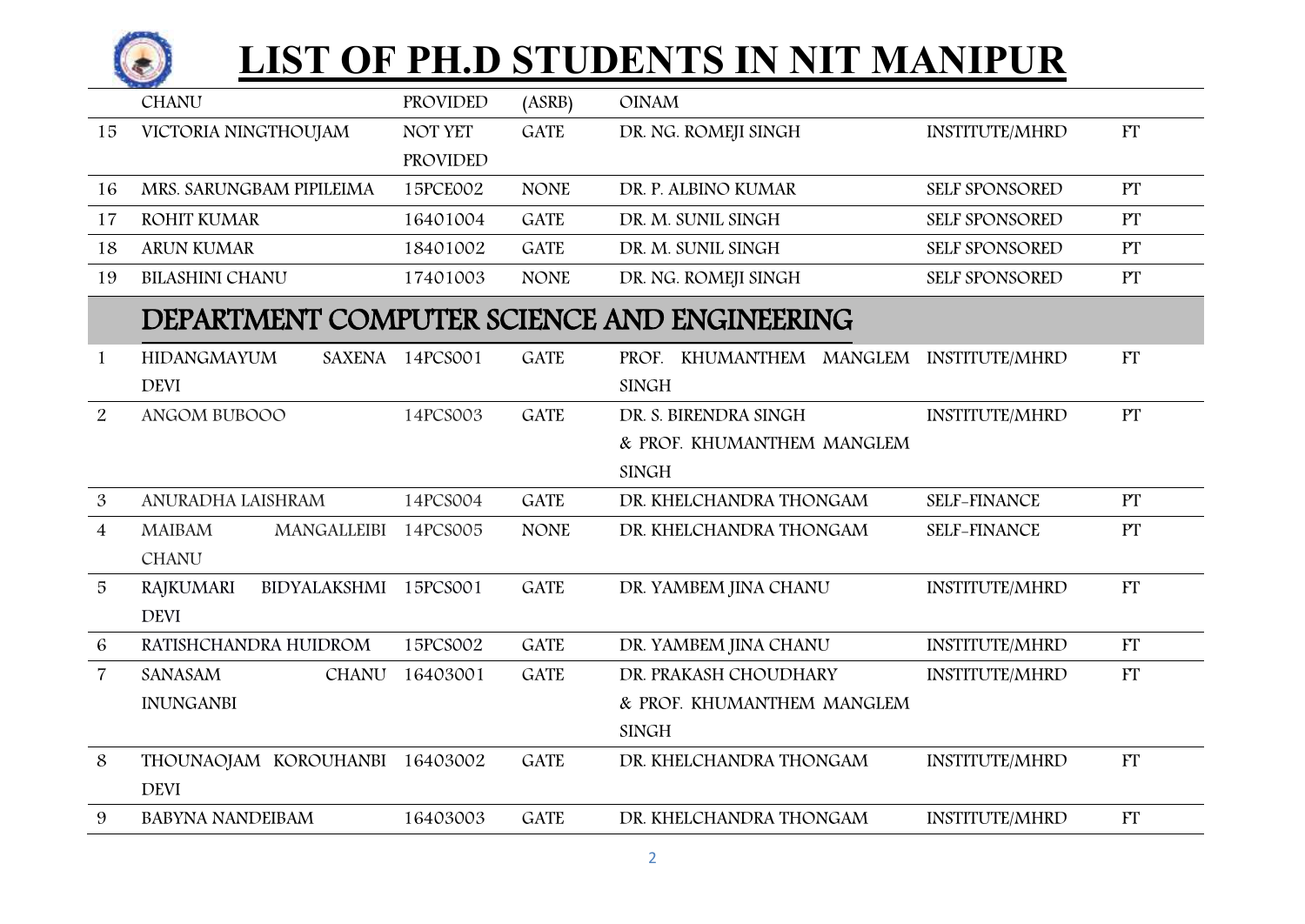# LIST OF PH.D STUDENTS IN NIT MANIPUR

| | | | | | | |
|---|---|---|---|---|---|---|
| | CHANU | PROVIDED | (ASRB) | OINAM | | |
| 15 | VICTORIA NINGTHOUJAM | NOT YET PROVIDED | GATE | DR. NG. ROMEJI SINGH | INSTITUTE/MHRD | FT |
| 16 | MRS. SARUNGBAM PIPILEIMA | 15PCE002 | NONE | DR. P. ALBINO KUMAR | SELF SPONSORED | PT |
| 17 | ROHIT KUMAR | 16401004 | GATE | DR. M. SUNIL SINGH | SELF SPONSORED | PT |
| 18 | ARUN KUMAR | 18401002 | GATE | DR. M. SUNIL SINGH | SELF SPONSORED | PT |
| 19 | BILASHINI CHANU | 17401003 | NONE | DR. NG. ROMEJI SINGH | SELF SPONSORED | PT |

## DEPARTMENT COMPUTER SCIENCE AND ENGINEERING

| | | | | | | |
|---|---|---|---|---|---|---|
| 1 | HIDANGMAYUM SAXENA DEVI | 14PCS001 | GATE | PROF. KHUMANTHEM MANGLEM SINGH | INSTITUTE/MHRD | FT |
| 2 | ANGOM BUBOOO | 14PCS003 | GATE | DR. S. BIRENDRA SINGH & PROF. KHUMANTHEM MANGLEM SINGH | INSTITUTE/MHRD | PT |
| 3 | ANURADHA LAISHRAM | 14PCS004 | GATE | DR. KHELCHANDRA THONGAM | SELF-FINANCE | PT |
| 4 | MAIBAM MANGALLEIBI CHANU | 14PCS005 | NONE | DR. KHELCHANDRA THONGAM | SELF-FINANCE | PT |
| 5 | RAJKUMARI BIDYALAKSHMI DEVI | 15PCS001 | GATE | DR. YAMBEM JINA CHANU | INSTITUTE/MHRD | FT |
| 6 | RATISHCHANDRA HUIDROM | 15PCS002 | GATE | DR. YAMBEM JINA CHANU | INSTITUTE/MHRD | FT |
| 7 | SANASAM CHANU INUNGANBI | 16403001 | GATE | DR. PRAKASH CHOUDHARY & PROF. KHUMANTHEM MANGLEM SINGH | INSTITUTE/MHRD | FT |
| 8 | THOUNAOJAM KOROUHANBI DEVI | 16403002 | GATE | DR. KHELCHANDRA THONGAM | INSTITUTE/MHRD | FT |
| 9 | BABYNA NANDEIBAM | 16403003 | GATE | DR. KHELCHANDRA THONGAM | INSTITUTE/MHRD | FT |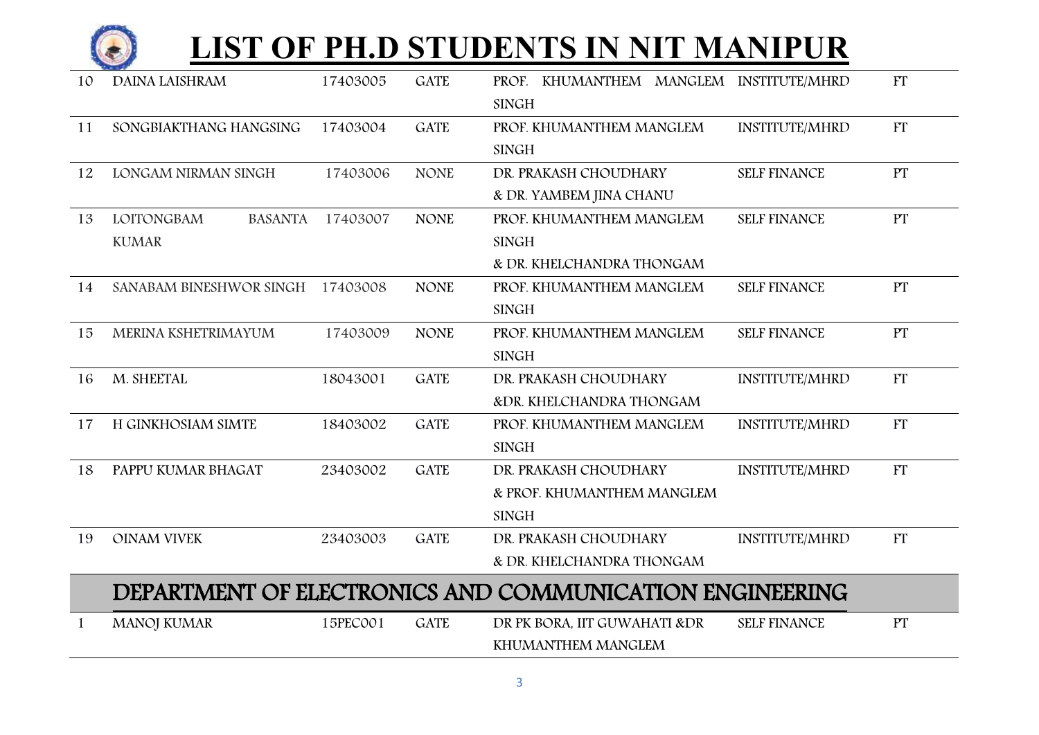# LIST OF PH.D STUDENTS IN NIT MANIPUR

| | | | | | | |
|---|---|---|---|---|---|---|
| 10 | DAINA LAISHRAM | 17403005 | GATE | PROF. KHUMANTHEM MANGLEM SINGH | INSTITUTE/MHRD | FT |
| 11 | SONGBIAKTHANG HANGSING | 17403004 | GATE | PROF. KHUMANTHEM MANGLEM SINGH | INSTITUTE/MHRD | FT |
| 12 | LONGAM NIRMAN SINGH | 17403006 | NONE | DR. PRAKASH CHOUDHARY & DR. YAMBEM JINA CHANU | SELF FINANCE | PT |
| 13 | LOITONGBAM BASANTA KUMAR | 17403007 | NONE | PROF. KHUMANTHEM MANGLEM SINGH & DR. KHELCHANDRA THONGAM | SELF FINANCE | PT |
| 14 | SANABAM BINESHWOR SINGH | 17403008 | NONE | PROF. KHUMANTHEM MANGLEM SINGH | SELF FINANCE | PT |
| 15 | MERINA KSHETRIMAYUM | 17403009 | NONE | PROF. KHUMANTHEM MANGLEM SINGH | SELF FINANCE | PT |
| 16 | M. SHEETAL | 18043001 | GATE | DR. PRAKASH CHOUDHARY &DR. KHELCHANDRA THONGAM | INSTITUTE/MHRD | FT |
| 17 | H GINKHOSIAM SIMTE | 18403002 | GATE | PROF. KHUMANTHEM MANGLEM SINGH | INSTITUTE/MHRD | FT |
| 18 | PAPPU KUMAR BHAGAT | 23403002 | GATE | DR. PRAKASH CHOUDHARY & PROF. KHUMANTHEM MANGLEM SINGH | INSTITUTE/MHRD | FT |
| 19 | OINAM VIVEK | 23403003 | GATE | DR. PRAKASH CHOUDHARY & DR. KHELCHANDRA THONGAM | INSTITUTE/MHRD | FT |

## DEPARTMENT OF ELECTRONICS AND COMMUNICATION ENGINEERING

| | | | | | | |
|---|---|---|---|---|---|---|
| 1 | MANOJ KUMAR | 15PEC001 | GATE | DR PK BORA, IIT GUWAHATI &DR KHUMANTHEM MANGLEM | SELF FINANCE | PT |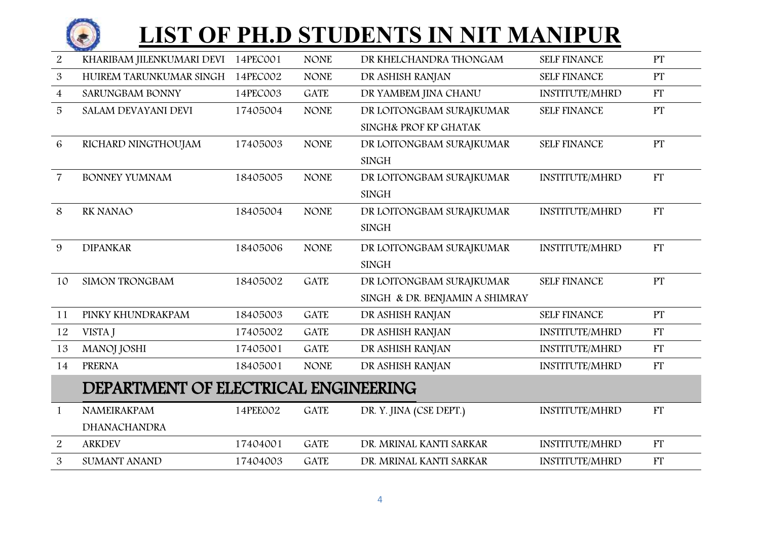# LIST OF PH.D STUDENTS IN NIT MANIPUR

| | | | | | | |
|---|---|---|---|---|---|---|
| 2 | KHARIBAM JILENKUMARI DEVI | 14PEC001 | NONE | DR KHELCHANDRA THONGAM | SELF FINANCE | PT |
| 3 | HUIREM TARUNKUMAR SINGH | 14PEC002 | NONE | DR ASHISH RANJAN | SELF FINANCE | PT |
| 4 | SARUNGBAM BONNY | 14PEC003 | GATE | DR YAMBEM JINA CHANU | INSTITUTE/MHRD | FT |
| 5 | SALAM DEVAYANI DEVI | 17405004 | NONE | DR LOITONGBAM SURAJKUMAR SINGH& PROF KP GHATAK | SELF FINANCE | PT |
| 6 | RICHARD NINGTHOUJAM | 17405003 | NONE | DR LOITONGBAM SURAJKUMAR SINGH | SELF FINANCE | PT |
| 7 | BONNEY YUMNAM | 18405005 | NONE | DR LOITONGBAM SURAJKUMAR SINGH | INSTITUTE/MHRD | FT |
| 8 | RK NANAO | 18405004 | NONE | DR LOITONGBAM SURAJKUMAR SINGH | INSTITUTE/MHRD | FT |
| 9 | DIPANKAR | 18405006 | NONE | DR LOITONGBAM SURAJKUMAR SINGH | INSTITUTE/MHRD | FT |
| 10 | SIMON TRONGBAM | 18405002 | GATE | DR LOITONGBAM SURAJKUMAR SINGH & DR. BENJAMIN A SHIMRAY | SELF FINANCE | PT |
| 11 | PINKY KHUNDRAKPAM | 18405003 | GATE | DR ASHISH RANJAN | SELF FINANCE | PT |
| 12 | VISTA J | 17405002 | GATE | DR ASHISH RANJAN | INSTITUTE/MHRD | FT |
| 13 | MANOJ JOSHI | 17405001 | GATE | DR ASHISH RANJAN | INSTITUTE/MHRD | FT |
| 14 | PRERNA | 18405001 | NONE | DR ASHISH RANJAN | INSTITUTE/MHRD | FT |

## DEPARTMENT OF ELECTRICAL ENGINEERING

| | | | | | | |
|---|---|---|---|---|---|---|
| 1 | NAMEIRAKPAM DHANACHANDRA | 14PEE002 | GATE | DR. Y. JINA (CSE DEPT.) | INSTITUTE/MHRD | FT |
| 2 | ARKDEV | 17404001 | GATE | DR. MRINAL KANTI SARKAR | INSTITUTE/MHRD | FT |
| 3 | SUMANT ANAND | 17404003 | GATE | DR. MRINAL KANTI SARKAR | INSTITUTE/MHRD | FT |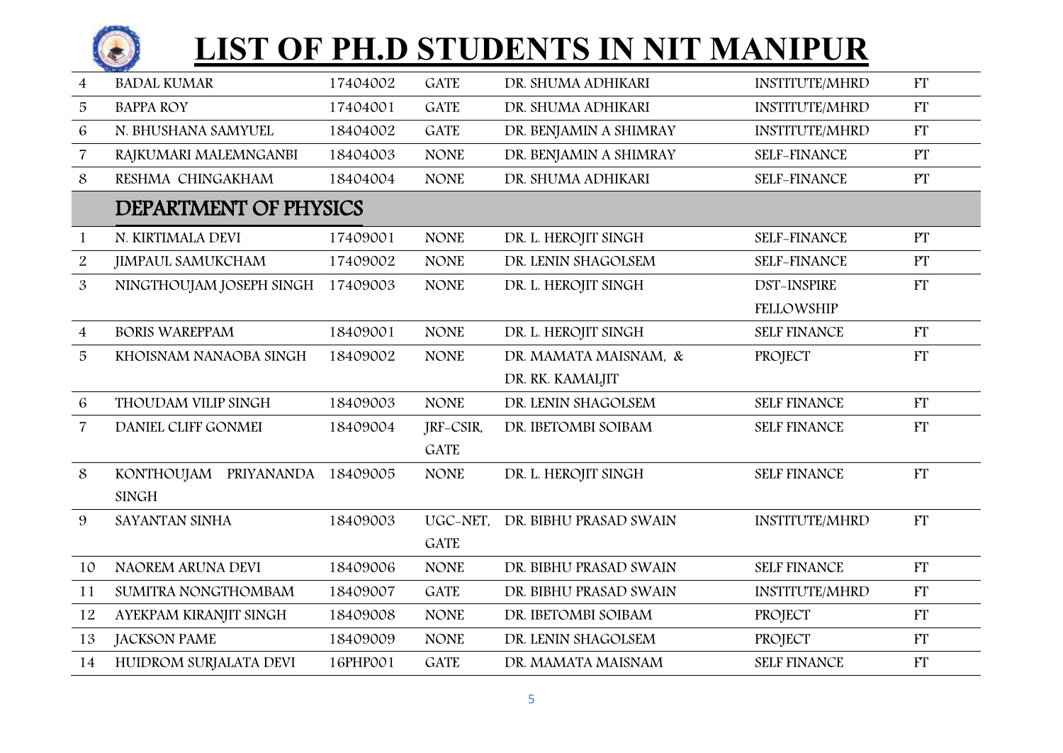# LIST OF PH.D STUDENTS IN NIT MANIPUR

| | | | | | | |
|---|---|---|---|---|---|---|
| 4 | BADAL KUMAR | 17404002 | GATE | DR. SHUMA ADHIKARI | INSTITUTE/MHRD | FT |
| 5 | BAPPA ROY | 17404001 | GATE | DR. SHUMA ADHIKARI | INSTITUTE/MHRD | FT |
| 6 | N. BHUSHANA SAMYUEL | 18404002 | GATE | DR. BENJAMIN A SHIMRAY | INSTITUTE/MHRD | FT |
| 7 | RAJKUMARI MALEMNGANBI | 18404003 | NONE | DR. BENJAMIN A SHIMRAY | SELF-FINANCE | PT |
| 8 | RESHMA CHINGAKHAM | 18404004 | NONE | DR. SHUMA ADHIKARI | SELF-FINANCE | PT |
| | **DEPARTMENT OF PHYSICS** | | | | | |
| 1 | N. KIRTIMALA DEVI | 17409001 | NONE | DR. L. HEROJIT SINGH | SELF-FINANCE | PT |
| 2 | JIMPAUL SAMUKCHAM | 17409002 | NONE | DR. LENIN SHAGOLSEM | SELF-FINANCE | PT |
| 3 | NINGTHOUJAM JOSEPH SINGH | 17409003 | NONE | DR. L. HEROJIT SINGH | DST-INSPIRE FELLOWSHIP | FT |
| 4 | BORIS WAREPPAM | 18409001 | NONE | DR. L. HEROJIT SINGH | SELF FINANCE | FT |
| 5 | KHOISNAM NANAOBA SINGH | 18409002 | NONE | DR. MAMATA MAISNAM, & DR. RK. KAMALJIT | PROJECT | FT |
| 6 | THOUDAM VILIP SINGH | 18409003 | NONE | DR. LENIN SHAGOLSEM | SELF FINANCE | FT |
| 7 | DANIEL CLIFF GONMEI | 18409004 | JRF-CSIR, GATE | DR. IBETOMBI SOIBAM | SELF FINANCE | FT |
| 8 | KONTHOUJAM PRIYANANDA SINGH | 18409005 | NONE | DR. L. HEROJIT SINGH | SELF FINANCE | FT |
| 9 | SAYANTAN SINHA | 18409003 | UGC-NET, GATE | DR. BIBHU PRASAD SWAIN | INSTITUTE/MHRD | FT |
| 10 | NAOREM ARUNA DEVI | 18409006 | NONE | DR. BIBHU PRASAD SWAIN | SELF FINANCE | FT |
| 11 | SUMITRA NONGTHOMBAM | 18409007 | GATE | DR. BIBHU PRASAD SWAIN | INSTITUTE/MHRD | FT |
| 12 | AYEKPAM KIRANJIT SINGH | 18409008 | NONE | DR. IBETOMBI SOIBAM | PROJECT | FT |
| 13 | JACKSON PAME | 18409009 | NONE | DR. LENIN SHAGOLSEM | PROJECT | FT |
| 14 | HUIDROM SURJALATA DEVI | 16PHP001 | GATE | DR. MAMATA MAISNAM | SELF FINANCE | FT |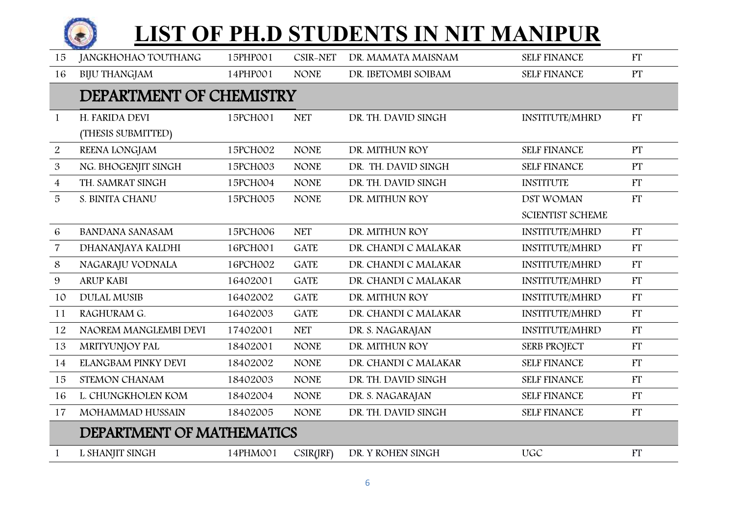# LIST OF PH.D STUDENTS IN NIT MANIPUR

| | | | | | | |
|---|---|---|---|---|---|---|
| 15 | JANGKHOHAO TOUTHANG | 15PHP001 | CSIR-NET | DR. MAMATA MAISNAM | SELF FINANCE | FT |
| 16 | BIJU THANGJAM | 14PHP001 | NONE | DR. IBETOMBI SOIBAM | SELF FINANCE | PT |

## DEPARTMENT OF CHEMISTRY

| | | | | | | |
|---|---|---|---|---|---|---|
| 1 | H. FARIDA DEVI (THESIS SUBMITTED) | 15PCH001 | NET | DR. TH. DAVID SINGH | INSTITUTE/MHRD | FT |
| 2 | REENA LONGJAM | 15PCH002 | NONE | DR. MITHUN ROY | SELF FINANCE | PT |
| 3 | NG. BHOGENJIT SINGH | 15PCH003 | NONE | DR. TH. DAVID SINGH | SELF FINANCE | PT |
| 4 | TH. SAMRAT SINGH | 15PCH004 | NONE | DR. TH. DAVID SINGH | INSTITUTE | FT |
| 5 | S. BINITA CHANU | 15PCH005 | NONE | DR. MITHUN ROY | DST WOMAN SCIENTIST SCHEME | FT |
| 6 | BANDANA SANASAM | 15PCH006 | NET | DR. MITHUN ROY | INSTITUTE/MHRD | FT |
| 7 | DHANANJAYA KALDHI | 16PCH001 | GATE | DR. CHANDI C MALAKAR | INSTITUTE/MHRD | FT |
| 8 | NAGARAJU VODNALA | 16PCH002 | GATE | DR. CHANDI C MALAKAR | INSTITUTE/MHRD | FT |
| 9 | ARUP KABI | 16402001 | GATE | DR. CHANDI C MALAKAR | INSTITUTE/MHRD | FT |
| 10 | DULAL MUSIB | 16402002 | GATE | DR. MITHUN ROY | INSTITUTE/MHRD | FT |
| 11 | RAGHURAM G. | 16402003 | GATE | DR. CHANDI C MALAKAR | INSTITUTE/MHRD | FT |
| 12 | NAOREM MANGLEMBI DEVI | 17402001 | NET | DR. S. NAGARAJAN | INSTITUTE/MHRD | FT |
| 13 | MRITYUNJOY PAL | 18402001 | NONE | DR. MITHUN ROY | SERB PROJECT | FT |
| 14 | ELANGBAM PINKY DEVI | 18402002 | NONE | DR. CHANDI C MALAKAR | SELF FINANCE | FT |
| 15 | STEMON CHANAM | 18402003 | NONE | DR. TH. DAVID SINGH | SELF FINANCE | FT |
| 16 | L. CHUNGKHOLEN KOM | 18402004 | NONE | DR. S. NAGARAJAN | SELF FINANCE | FT |
| 17 | MOHAMMAD HUSSAIN | 18402005 | NONE | DR. TH. DAVID SINGH | SELF FINANCE | FT |

## DEPARTMENT OF MATHEMATICS

| | | | | | | |
|---|---|---|---|---|---|---|
| 1 | L SHANJIT SINGH | 14PHM001 | CSIR(JRF) | DR. Y ROHEN SINGH | UGC | FT |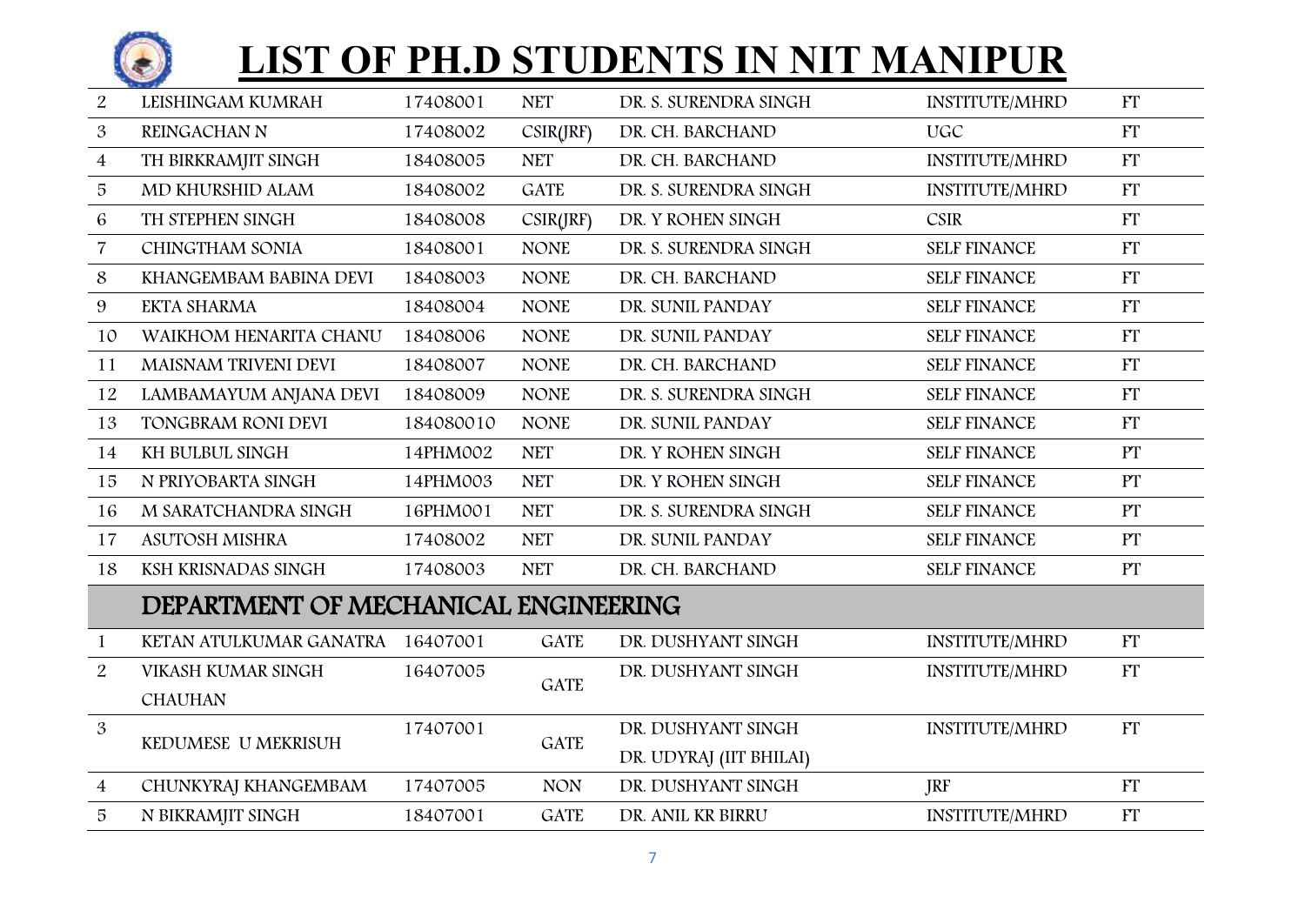# LIST OF PH.D STUDENTS IN NIT MANIPUR

| | | | | | | |
|---|---|---|---|---|---|---|
| 2 | LEISHINGAM KUMRAH | 17408001 | NET | DR. S. SURENDRA SINGH | INSTITUTE/MHRD | FT |
| 3 | REINGACHAN N | 17408002 | CSIR(JRF) | DR. CH. BARCHAND | UGC | FT |
| 4 | TH BIRKRAMJIT SINGH | 18408005 | NET | DR. CH. BARCHAND | INSTITUTE/MHRD | FT |
| 5 | MD KHURSHID ALAM | 18408002 | GATE | DR. S. SURENDRA SINGH | INSTITUTE/MHRD | FT |
| 6 | TH STEPHEN SINGH | 18408008 | CSIR(JRF) | DR. Y ROHEN SINGH | CSIR | FT |
| 7 | CHINGTHAM SONIA | 18408001 | NONE | DR. S. SURENDRA SINGH | SELF FINANCE | FT |
| 8 | KHANGEMBAM BABINA DEVI | 18408003 | NONE | DR. CH. BARCHAND | SELF FINANCE | FT |
| 9 | EKTA SHARMA | 18408004 | NONE | DR. SUNIL PANDAY | SELF FINANCE | FT |
| 10 | WAIKHOM HENARITA CHANU | 18408006 | NONE | DR. SUNIL PANDAY | SELF FINANCE | FT |
| 11 | MAISNAM TRIVENI DEVI | 18408007 | NONE | DR. CH. BARCHAND | SELF FINANCE | FT |
| 12 | LAMBAMAYUM ANJANA DEVI | 18408009 | NONE | DR. S. SURENDRA SINGH | SELF FINANCE | FT |
| 13 | TONGBRAM RONI DEVI | 184080010 | NONE | DR. SUNIL PANDAY | SELF FINANCE | FT |
| 14 | KH BULBUL SINGH | 14PHM002 | NET | DR. Y ROHEN SINGH | SELF FINANCE | PT |
| 15 | N PRIYOBARTA SINGH | 14PHM003 | NET | DR. Y ROHEN SINGH | SELF FINANCE | PT |
| 16 | M SARATCHANDRA SINGH | 16PHM001 | NET | DR. S. SURENDRA SINGH | SELF FINANCE | PT |
| 17 | ASUTOSH MISHRA | 17408002 | NET | DR. SUNIL PANDAY | SELF FINANCE | PT |
| 18 | KSH KRISNADAS SINGH | 17408003 | NET | DR. CH. BARCHAND | SELF FINANCE | PT |
| | **DEPARTMENT OF MECHANICAL ENGINEERING** | | | | | |
| 1 | KETAN ATULKUMAR GANATRA | 16407001 | GATE | DR. DUSHYANT SINGH | INSTITUTE/MHRD | FT |
| 2 | VIKASH KUMAR SINGH CHAUHAN | 16407005 | GATE | DR. DUSHYANT SINGH | INSTITUTE/MHRD | FT |
| 3 | KEDUMESE U MEKRISUH | 17407001 | GATE | DR. DUSHYANT SINGH DR. UDYRAJ (IIT BHILAI) | INSTITUTE/MHRD | FT |
| 4 | CHUNKYRAJ KHANGEMBAM | 17407005 | NON | DR. DUSHYANT SINGH | JRF | FT |
| 5 | N BIKRAMJIT SINGH | 18407001 | GATE | DR. ANIL KR BIRRU | INSTITUTE/MHRD | FT |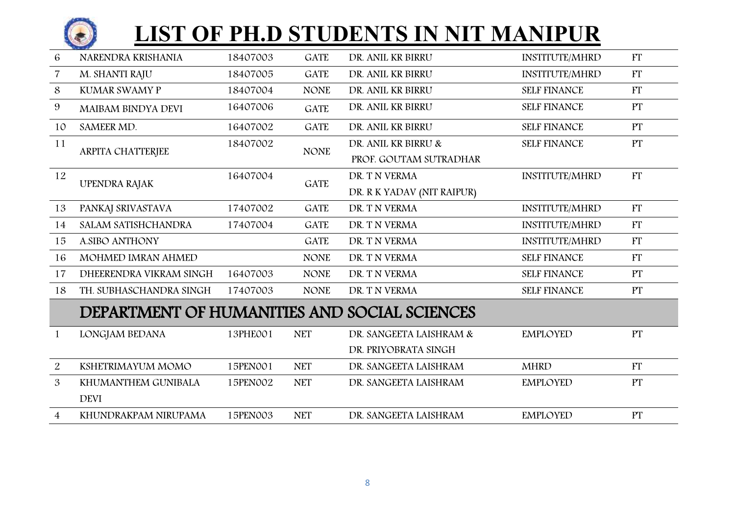# LIST OF PH.D STUDENTS IN NIT MANIPUR

| | | | | | | |
|---|---|---|---|---|---|---|
| 6 | NARENDRA KRISHANIA | 18407003 | GATE | DR. ANIL KR BIRRU | INSTITUTE/MHRD | FT |
| 7 | M. SHANTI RAJU | 18407005 | GATE | DR. ANIL KR BIRRU | INSTITUTE/MHRD | FT |
| 8 | KUMAR SWAMY P | 18407004 | NONE | DR. ANIL KR BIRRU | SELF FINANCE | FT |
| 9 | MAIBAM BINDYA DEVI | 16407006 | GATE | DR. ANIL KR BIRRU | SELF FINANCE | PT |
| 10 | SAMEER MD. | 16407002 | GATE | DR. ANIL KR BIRRU | SELF FINANCE | PT |
| 11 | ARPITA CHATTERJEE | 18407002 | NONE | DR. ANIL KR BIRRU & PROF. GOUTAM SUTRADHAR | SELF FINANCE | PT |
| 12 | UPENDRA RAJAK | 16407004 | GATE | DR. T N VERMA DR. R K YADAV (NIT RAIPUR) | INSTITUTE/MHRD | FT |
| 13 | PANKAJ SRIVASTAVA | 17407002 | GATE | DR. T N VERMA | INSTITUTE/MHRD | FT |
| 14 | SALAM SATISHCHANDRA | 17407004 | GATE | DR. T N VERMA | INSTITUTE/MHRD | FT |
| 15 | A.SIBO ANTHONY | | GATE | DR. T N VERMA | INSTITUTE/MHRD | FT |
| 16 | MOHMED IMRAN AHMED | | NONE | DR. T N VERMA | SELF FINANCE | FT |
| 17 | DHEERENDRA VIKRAM SINGH | 16407003 | NONE | DR. T N VERMA | SELF FINANCE | PT |
| 18 | TH. SUBHASCHANDRA SINGH | 17407003 | NONE | DR. T N VERMA | SELF FINANCE | PT |
| | **DEPARTMENT OF HUMANITIES AND SOCIAL SCIENCES** | | | | | |
| 1 | LONGJAM BEDANA | 13PHE001 | NET | DR. SANGEETA LAISHRAM & DR. PRIYOBRATA SINGH | EMPLOYED | PT |
| 2 | KSHETRIMAYUM MOMO | 15PEN001 | NET | DR. SANGEETA LAISHRAM | MHRD | FT |
| 3 | KHUMANTHEM GUNIBALA DEVI | 15PEN002 | NET | DR. SANGEETA LAISHRAM | EMPLOYED | PT |
| 4 | KHUNDRAKPAM NIRUPAMA | 15PEN003 | NET | DR. SANGEETA LAISHRAM | EMPLOYED | PT |